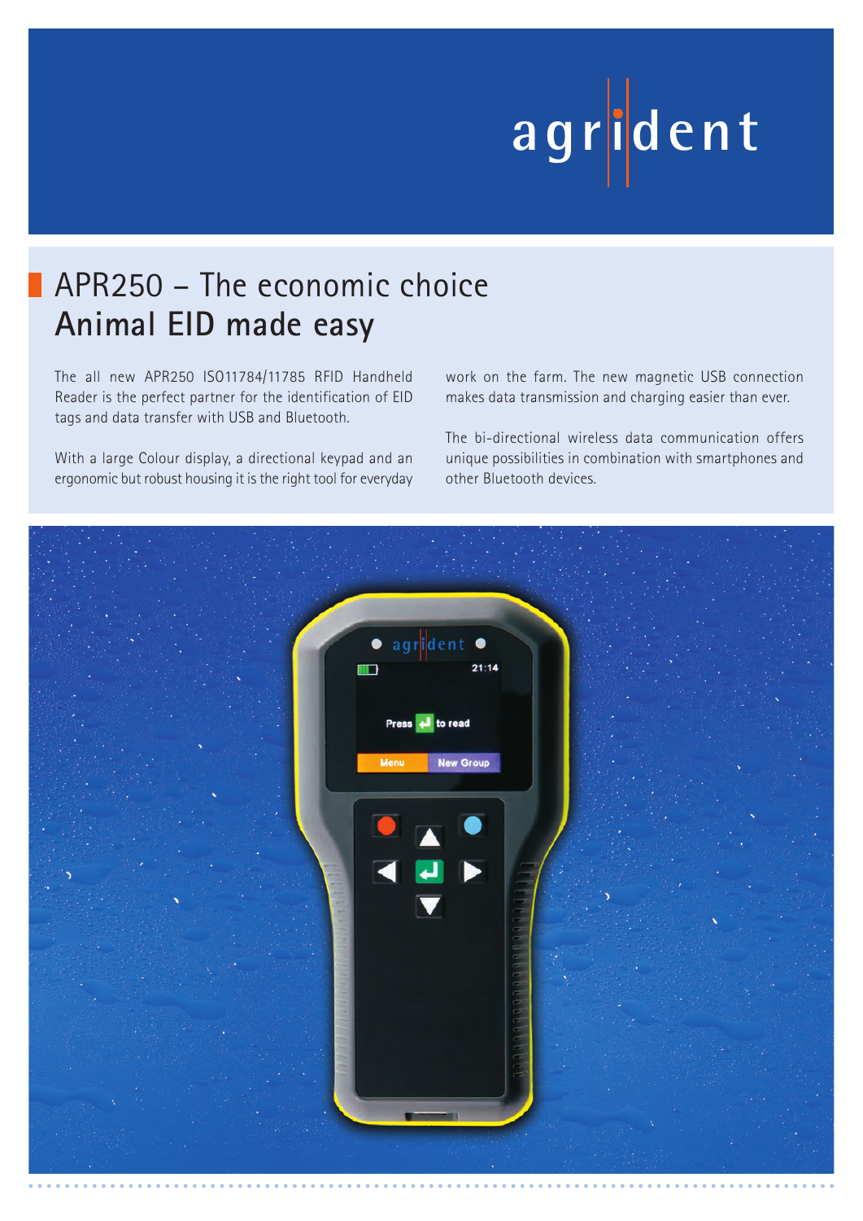agrident

# APR250 – The economic choice
## Animal EID made easy

The all new APR250 ISO11784/11785 RFID Handheld Reader is the perfect partner for the identification of EID tags and data transfer with USB and Bluetooth.

With a large Colour display, a directional keypad and an ergonomic but robust housing it is the right tool for everyday work on the farm. The new magnetic USB connection makes data transmission and charging easier than ever.

The bi-directional wireless data communication offers unique possibilities in combination with smartphones and other Bluetooth devices.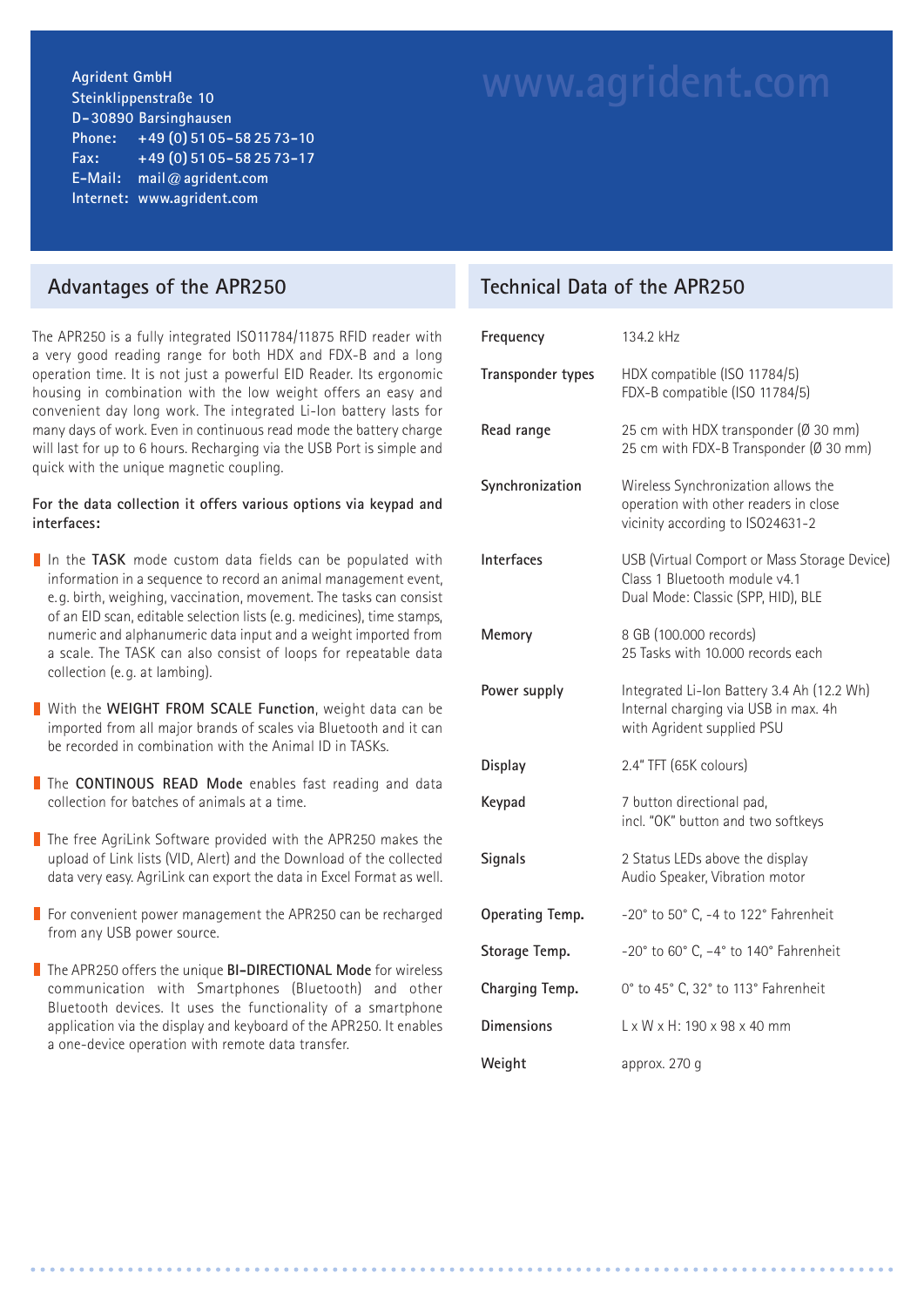Agrident GmbH
Steinklippenstraße 10
D-30890 Barsinghausen
Phone: +49 (0) 51 05-58 25 73-10
Fax: +49 (0) 51 05-58 25 73-17
E-Mail: mail@agrident.com
Internet: www.agrident.com

www.agrident.com

## Advantages of the APR250

The APR250 is a fully integrated ISO11784/11875 RFID reader with a very good reading range for both HDX and FDX-B and a long operation time. It is not just a powerful EID Reader. Its ergonomic housing in combination with the low weight offers an easy and convenient day long work. The integrated Li-Ion battery lasts for many days of work. Even in continuous read mode the battery charge will last for up to 6 hours. Recharging via the USB Port is simple and quick with the unique magnetic coupling.

**For the data collection it offers various options via keypad and interfaces:**

- In the **TASK** mode custom data fields can be populated with information in a sequence to record an animal management event, e.g. birth, weighing, vaccination, movement. The tasks can consist of an EID scan, editable selection lists (e.g. medicines), time stamps, numeric and alphanumeric data input and a weight imported from a scale. The TASK can also consist of loops for repeatable data collection (e.g. at lambing).
- With the **WEIGHT FROM SCALE Function**, weight data can be imported from all major brands of scales via Bluetooth and it can be recorded in combination with the Animal ID in TASKs.
- The **CONTINOUS READ Mode** enables fast reading and data collection for batches of animals at a time.
- The free AgriLink Software provided with the APR250 makes the upload of Link lists (VID, Alert) and the Download of the collected data very easy. AgriLink can export the data in Excel Format as well.
- For convenient power management the APR250 can be recharged from any USB power source.
- The APR250 offers the unique **BI-DIRECTIONAL Mode** for wireless communication with Smartphones (Bluetooth) and other Bluetooth devices. It uses the functionality of a smartphone application via the display and keyboard of the APR250. It enables a one-device operation with remote data transfer.

## Technical Data of the APR250

| | |
|---|---|
| Frequency | 134.2 kHz |
| Transponder types | HDX compatible (ISO 11784/5)<br>FDX-B compatible (ISO 11784/5) |
| Read range | 25 cm with HDX transponder (Ø 30 mm)<br>25 cm with FDX-B Transponder (Ø 30 mm) |
| Synchronization | Wireless Synchronization allows the operation with other readers in close vicinity according to ISO24631-2 |
| Interfaces | USB (Virtual Comport or Mass Storage Device)<br>Class 1 Bluetooth module v4.1<br>Dual Mode: Classic (SPP, HID), BLE |
| Memory | 8 GB (100.000 records)<br>25 Tasks with 10.000 records each |
| Power supply | Integrated Li-Ion Battery 3.4 Ah (12.2 Wh)<br>Internal charging via USB in max. 4h with Agrident supplied PSU |
| Display | 2.4" TFT (65K colours) |
| Keypad | 7 button directional pad,<br>incl. "OK" button and two softkeys |
| Signals | 2 Status LEDs above the display<br>Audio Speaker, Vibration motor |
| Operating Temp. | -20° to 50° C, -4 to 122° Fahrenheit |
| Storage Temp. | -20° to 60° C, -4° to 140° Fahrenheit |
| Charging Temp. | 0° to 45° C, 32° to 113° Fahrenheit |
| Dimensions | L x W x H: 190 x 98 x 40 mm |
| Weight | approx. 270 g |